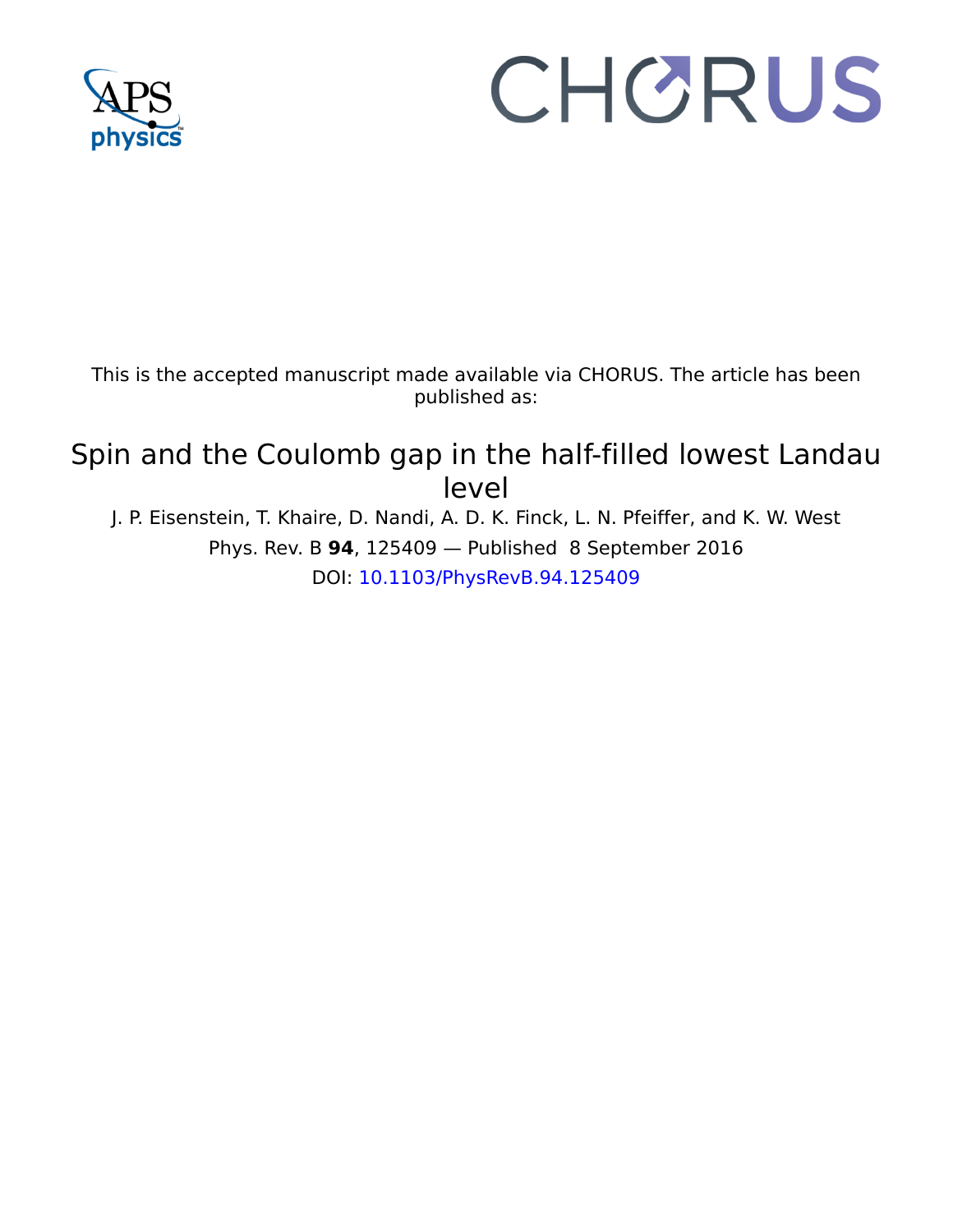This is the accepted manuscript made available via CHORUS. The article has been published as:

# Spin and the Coulomb gap in the half-filled lowest Landau level

J. P. Eisenstein, T. Khaire, D. Nandi, A. D. K. Finck, L. N. Pfeiffer, and K. W. West

Phys. Rev. B **94**, 125409 — Published 8 September 2016

DOI: 10.1103/PhysRevB.94.125409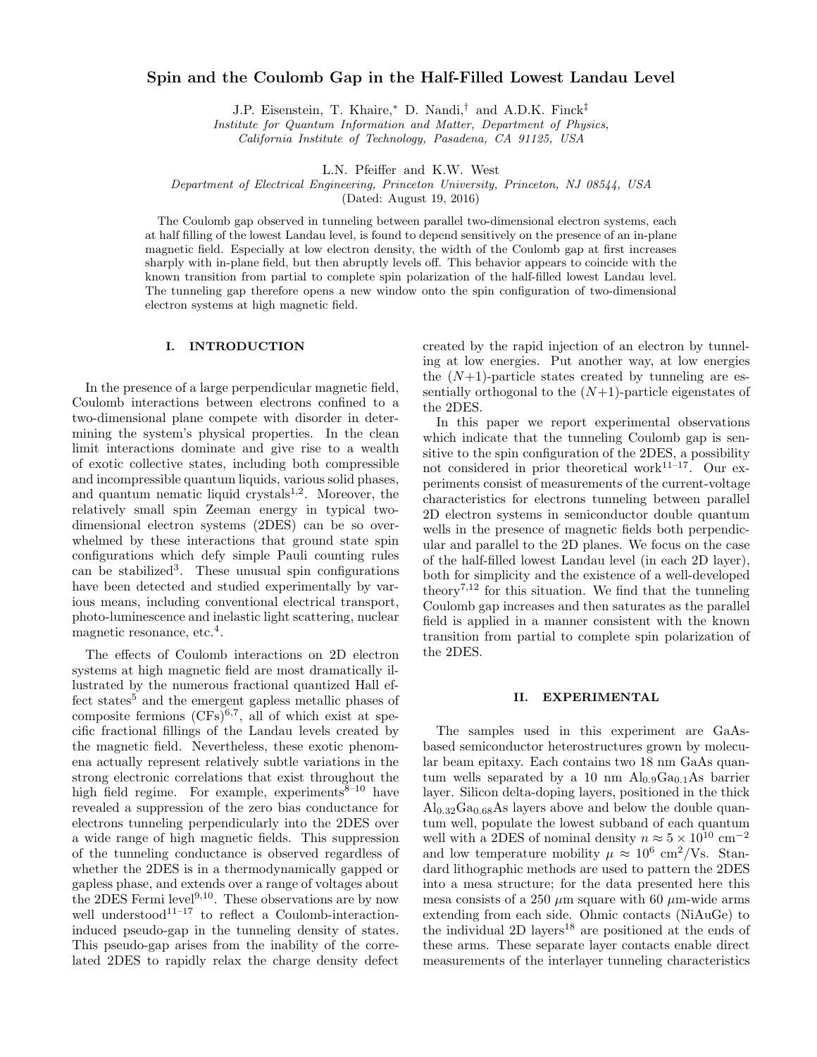# Spin and the Coulomb Gap in the Half-Filled Lowest Landau Level

J.P. Eisenstein, T. Khaire,* D. Nandi,† and A.D.K. Finck‡

*Institute for Quantum Information and Matter, Department of Physics, California Institute of Technology, Pasadena, CA 91125, USA*

L.N. Pfeiffer and K.W. West

*Department of Electrical Engineering, Princeton University, Princeton, NJ 08544, USA*

(Dated: August 19, 2016)

The Coulomb gap observed in tunneling between parallel two-dimensional electron systems, each at half filling of the lowest Landau level, is found to depend sensitively on the presence of an in-plane magnetic field. Especially at low electron density, the width of the Coulomb gap at first increases sharply with in-plane field, but then abruptly levels off. This behavior appears to coincide with the known transition from partial to complete spin polarization of the half-filled lowest Landau level. The tunneling gap therefore opens a new window onto the spin configuration of two-dimensional electron systems at high magnetic field.

## I. INTRODUCTION

In the presence of a large perpendicular magnetic field, Coulomb interactions between electrons confined to a two-dimensional plane compete with disorder in determining the system's physical properties. In the clean limit interactions dominate and give rise to a wealth of exotic collective states, including both compressible and incompressible quantum liquids, various solid phases, and quantum nematic liquid crystals[1,2]. Moreover, the relatively small spin Zeeman energy in typical two-dimensional electron systems (2DES) can be so overwhelmed by these interactions that ground state spin configurations which defy simple Pauli counting rules can be stabilized[3]. These unusual spin configurations have been detected and studied experimentally by various means, including conventional electrical transport, photo-luminescence and inelastic light scattering, nuclear magnetic resonance, etc.[4].

The effects of Coulomb interactions on 2D electron systems at high magnetic field are most dramatically illustrated by the numerous fractional quantized Hall effect states[5] and the emergent gapless metallic phases of composite fermions (CFs)[6,7], all of which exist at specific fractional fillings of the Landau levels created by the magnetic field. Nevertheless, these exotic phenomena actually represent relatively subtle variations in the strong electronic correlations that exist throughout the high field regime. For example, experiments[8–10] have revealed a suppression of the zero bias conductance for electrons tunneling perpendicularly into the 2DES over a wide range of high magnetic fields. This suppression of the tunneling conductance is observed regardless of whether the 2DES is in a thermodynamically gapped or gapless phase, and extends over a range of voltages about the 2DES Fermi level[9,10]. These observations are by now well understood[11–17] to reflect a Coulomb-interaction-induced pseudo-gap in the tunneling density of states. This pseudo-gap arises from the inability of the correlated 2DES to rapidly relax the charge density defect created by the rapid injection of an electron by tunneling at low energies. Put another way, at low energies the $(N+1)$-particle states created by tunneling are essentially orthogonal to the $(N+1)$-particle eigenstates of the 2DES.

In this paper we report experimental observations which indicate that the tunneling Coulomb gap is sensitive to the spin configuration of the 2DES, a possibility not considered in prior theoretical work[11–17]. Our experiments consist of measurements of the current-voltage characteristics for electrons tunneling between parallel 2D electron systems in semiconductor double quantum wells in the presence of magnetic fields both perpendicular and parallel to the 2D planes. We focus on the case of the half-filled lowest Landau level (in each 2D layer), both for simplicity and the existence of a well-developed theory[7,12] for this situation. We find that the tunneling Coulomb gap increases and then saturates as the parallel field is applied in a manner consistent with the known transition from partial to complete spin polarization of the 2DES.

## II. EXPERIMENTAL

The samples used in this experiment are GaAs-based semiconductor heterostructures grown by molecular beam epitaxy. Each contains two 18 nm GaAs quantum wells separated by a 10 nm $Al_{0.9}Ga_{0.1}As$ barrier layer. Silicon delta-doping layers, positioned in the thick $Al_{0.32}Ga_{0.68}As$ layers above and below the double quantum well, populate the lowest subband of each quantum well with a 2DES of nominal density $n \approx 5 \times 10^{10}$ cm$^{-2}$ and low temperature mobility $\mu \approx 10^6$ cm$^2$/Vs. Standard lithographic methods are used to pattern the 2DES into a mesa structure; for the data presented here this mesa consists of a 250 $\mu$m square with 60 $\mu$m-wide arms extending from each side. Ohmic contacts (NiAuGe) to the individual 2D layers[18] are positioned at the ends of these arms. These separate layer contacts enable direct measurements of the interlayer tunneling characteristics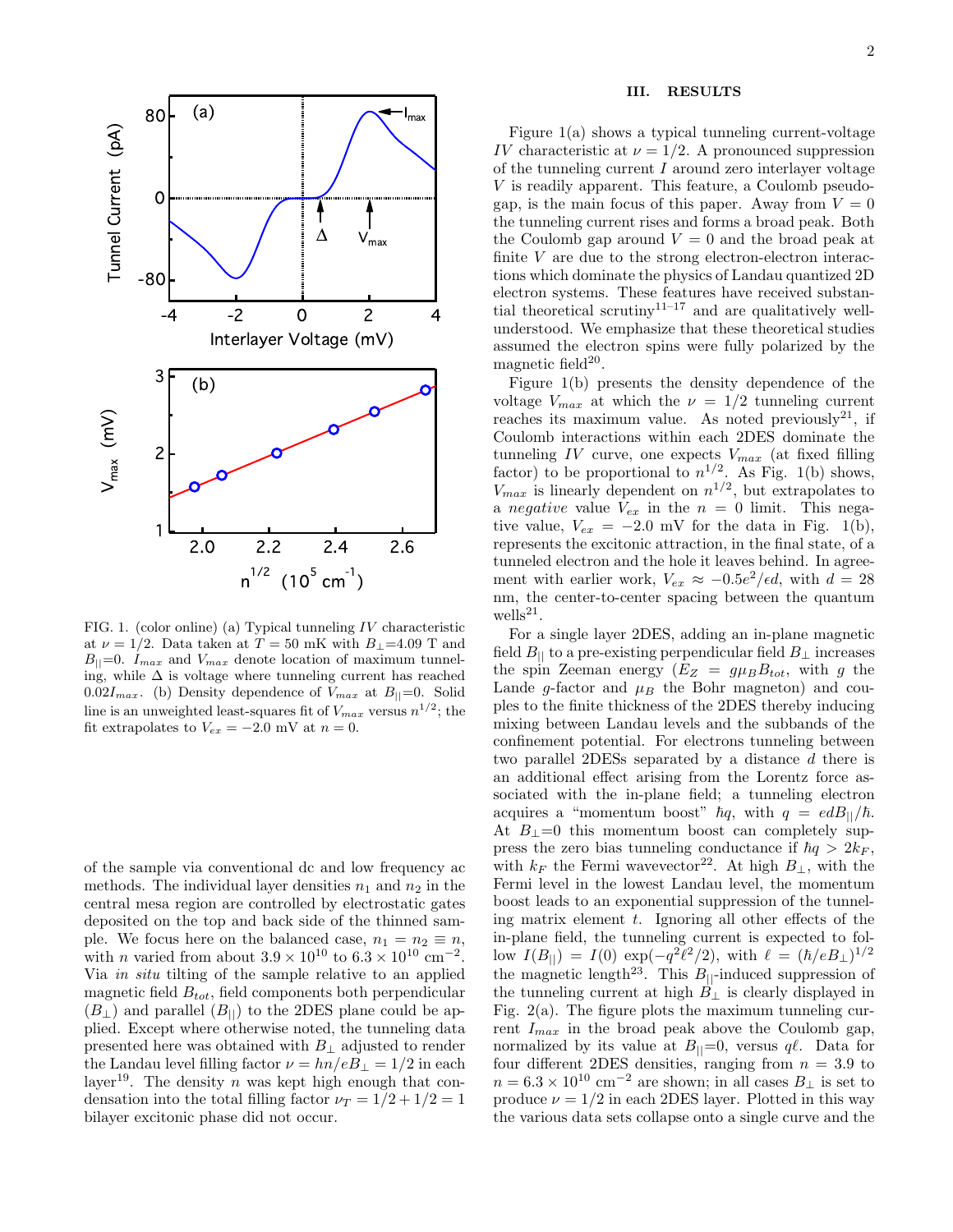FIG. 1. (color online) (a) Typical tunneling $IV$ characteristic at $\nu = 1/2$. Data taken at $T = 50$ mK with $B_\perp$=4.09 T and $B_{||}$=0. $I_{max}$ and $V_{max}$ denote location of maximum tunneling, while $\Delta$ is voltage where tunneling current has reached $0.02 I_{max}$. (b) Density dependence of $V_{max}$ at $B_{||}$=0. Solid line is an unweighted least-squares fit of $V_{max}$ versus $n^{1/2}$; the fit extrapolates to $V_{ex} = -2.0$ mV at $n = 0$.

of the sample via conventional dc and low frequency ac methods. The individual layer densities $n_1$ and $n_2$ in the central mesa region are controlled by electrostatic gates deposited on the top and back side of the thinned sample. We focus here on the balanced case, $n_1 = n_2 \equiv n$, with $n$ varied from about $3.9 \times 10^{10}$ to $6.3 \times 10^{10}$ cm$^{-2}$. Via *in situ* tilting of the sample relative to an applied magnetic field $B_{tot}$, field components both perpendicular ($B_\perp$) and parallel ($B_{||}$) to the 2DES plane could be applied. Except where otherwise noted, the tunneling data presented here was obtained with $B_\perp$ adjusted to render the Landau level filling factor $\nu = hn/eB_\perp = 1/2$ in each layer[19]. The density $n$ was kept high enough that condensation into the total filling factor $\nu_T = 1/2 + 1/2 = 1$ bilayer excitonic phase did not occur.

## III. RESULTS

Figure 1(a) shows a typical tunneling current-voltage $IV$ characteristic at $\nu = 1/2$. A pronounced suppression of the tunneling current $I$ around zero interlayer voltage $V$ is readily apparent. This feature, a Coulomb pseudogap, is the main focus of this paper. Away from $V = 0$ the tunneling current rises and forms a broad peak. Both the Coulomb gap around $V = 0$ and the broad peak at finite $V$ are due to the strong electron-electron interactions which dominate the physics of Landau quantized 2D electron systems. These features have received substantial theoretical scrutiny[11–17] and are qualitatively well-understood. We emphasize that these theoretical studies assumed the electron spins were fully polarized by the magnetic field[20].

Figure 1(b) presents the density dependence of the voltage $V_{max}$ at which the $\nu = 1/2$ tunneling current reaches its maximum value. As noted previously[21], if Coulomb interactions within each 2DES dominate the tunneling $IV$ curve, one expects $V_{max}$ (at fixed filling factor) to be proportional to $n^{1/2}$. As Fig. 1(b) shows, $V_{max}$ is linearly dependent on $n^{1/2}$, but extrapolates to a *negative* value $V_{ex}$ in the $n = 0$ limit. This negative value, $V_{ex} = -2.0$ mV for the data in Fig. 1(b), represents the excitonic attraction, in the final state, of a tunneled electron and the hole it leaves behind. In agreement with earlier work, $V_{ex} \approx -0.5e^2/\epsilon d$, with $d = 28$ nm, the center-to-center spacing between the quantum wells[21].

For a single layer 2DES, adding an in-plane magnetic field $B_{||}$ to a pre-existing perpendicular field $B_\perp$ increases the spin Zeeman energy ($E_Z = g\mu_B B_{tot}$, with $g$ the Lande $g$-factor and $\mu_B$ the Bohr magneton) and couples to the finite thickness of the 2DES thereby inducing mixing between Landau levels and the subbands of the confinement potential. For electrons tunneling between two parallel 2DESs separated by a distance $d$ there is an additional effect arising from the Lorentz force associated with the in-plane field; a tunneling electron acquires a "momentum boost" $\hbar q$, with $q = edB_{||}/\hbar$. At $B_\perp$=0 this momentum boost can completely suppress the zero bias tunneling conductance if $\hbar q > 2k_F$, with $k_F$ the Fermi wavevector[22]. At high $B_\perp$, with the Fermi level in the lowest Landau level, the momentum boost leads to an exponential suppression of the tunneling matrix element $t$. Ignoring all other effects of the in-plane field, the tunneling current is expected to follow $I(B_{||}) = I(0)\exp(-q^2\ell^2/2)$, with $\ell = (\hbar/eB_\perp)^{1/2}$ the magnetic length[23]. This $B_{||}$-induced suppression of the tunneling current at high $B_\perp$ is clearly displayed in Fig. 2(a). The figure plots the maximum tunneling current $I_{max}$ in the broad peak above the Coulomb gap, normalized by its value at $B_{||}$=0, versus $q\ell$. Data for four different 2DES densities, ranging from $n = 3.9$ to $n = 6.3 \times 10^{10}$ cm$^{-2}$ are shown; in all cases $B_\perp$ is set to produce $\nu = 1/2$ in each 2DES layer. Plotted in this way the various data sets collapse onto a single curve and the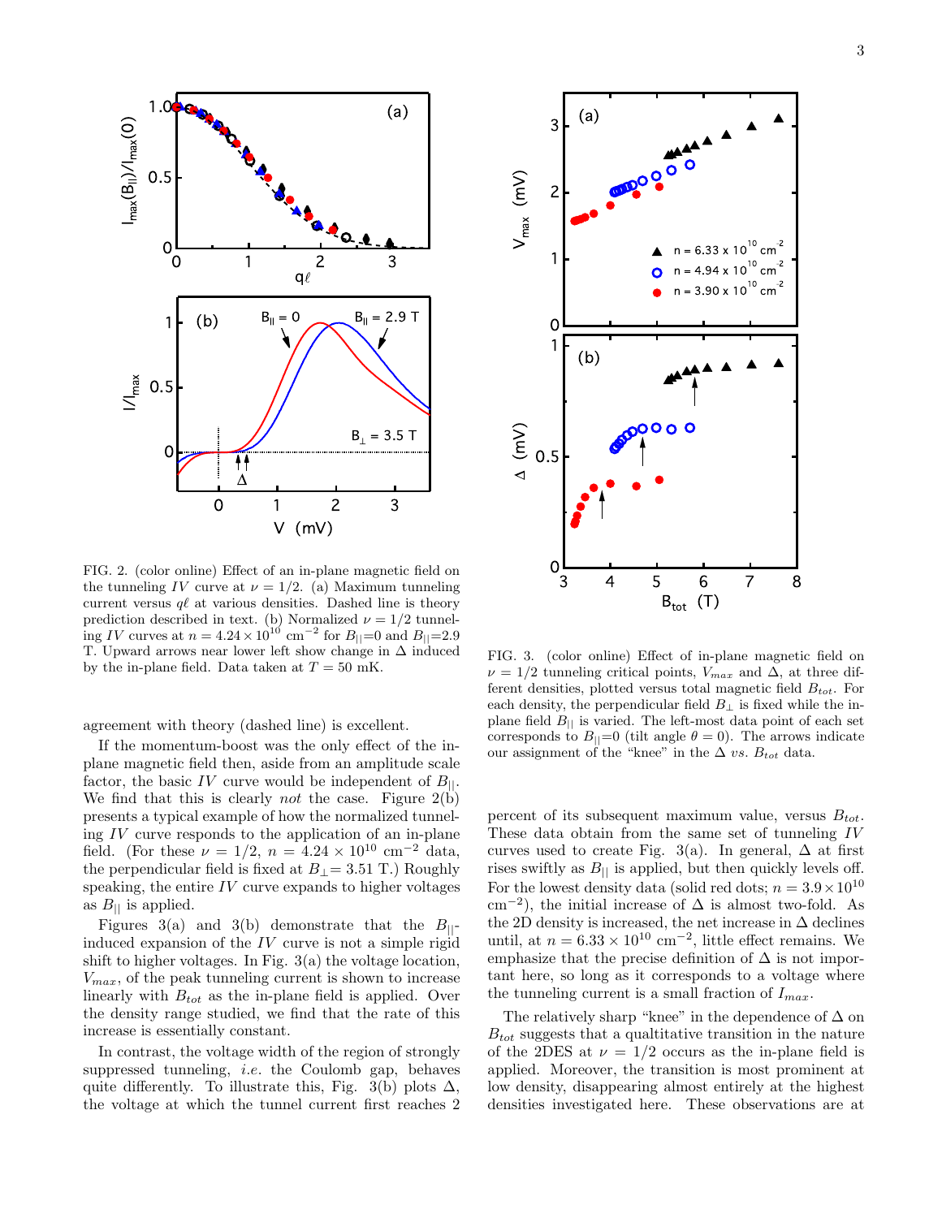FIG. 2. (color online) Effect of an in-plane magnetic field on the tunneling $IV$ curve at $\nu = 1/2$. (a) Maximum tunneling current versus $q\ell$ at various densities. Dashed line is theory prediction described in text. (b) Normalized $\nu = 1/2$ tunneling $IV$ curves at $n = 4.24 \times 10^{10}$ cm$^{-2}$ for $B_{||}$=0 and $B_{||}$=2.9 T. Upward arrows near lower left show change in $\Delta$ induced by the in-plane field. Data taken at $T = 50$ mK.

agreement with theory (dashed line) is excellent.

If the momentum-boost was the only effect of the in-plane magnetic field then, aside from an amplitude scale factor, the basic $IV$ curve would be independent of $B_{||}$. We find that this is clearly *not* the case. Figure 2(b) presents a typical example of how the normalized tunneling $IV$ curve responds to the application of an in-plane field. (For these $\nu = 1/2$, $n = 4.24 \times 10^{10}$ cm$^{-2}$ data, the perpendicular field is fixed at $B_{\perp}$= 3.51 T.) Roughly speaking, the entire $IV$ curve expands to higher voltages as $B_{||}$ is applied.

Figures 3(a) and 3(b) demonstrate that the $B_{||}$-induced expansion of the $IV$ curve is not a simple rigid shift to higher voltages. In Fig. 3(a) the voltage location, $V_{max}$, of the peak tunneling current is shown to increase linearly with $B_{tot}$ as the in-plane field is applied. Over the density range studied, we find that the rate of this increase is essentially constant.

In contrast, the voltage width of the region of strongly suppressed tunneling, *i.e.* the Coulomb gap, behaves quite differently. To illustrate this, Fig. 3(b) plots $\Delta$, the voltage at which the tunnel current first reaches 2 percent of its subsequent maximum value, versus $B_{tot}$. These data obtain from the same set of tunneling $IV$ curves used to create Fig. 3(a). In general, $\Delta$ at first rises swiftly as $B_{||}$ is applied, but then quickly levels off. For the lowest density data (solid red dots; $n = 3.9 \times 10^{10}$ cm$^{-2}$), the initial increase of $\Delta$ is almost two-fold. As the 2D density is increased, the net increase in $\Delta$ declines until, at $n = 6.33 \times 10^{10}$ cm$^{-2}$, little effect remains. We emphasize that the precise definition of $\Delta$ is not important here, so long as it corresponds to a voltage where the tunneling current is a small fraction of $I_{max}$.

FIG. 3. (color online) Effect of in-plane magnetic field on $\nu = 1/2$ tunneling critical points, $V_{max}$ and $\Delta$, at three different densities, plotted versus total magnetic field $B_{tot}$. For each density, the perpendicular field $B_{\perp}$ is fixed while the in-plane field $B_{||}$ is varied. The left-most data point of each set corresponds to $B_{||}$=0 (tilt angle $\theta = 0$). The arrows indicate our assignment of the "knee" in the $\Delta$ *vs.* $B_{tot}$ data.

The relatively sharp "knee" in the dependence of $\Delta$ on $B_{tot}$ suggests that a qualtitative transition in the nature of the 2DES at $\nu = 1/2$ occurs as the in-plane field is applied. Moreover, the transition is most prominent at low density, disappearing almost entirely at the highest densities investigated here. These observations are at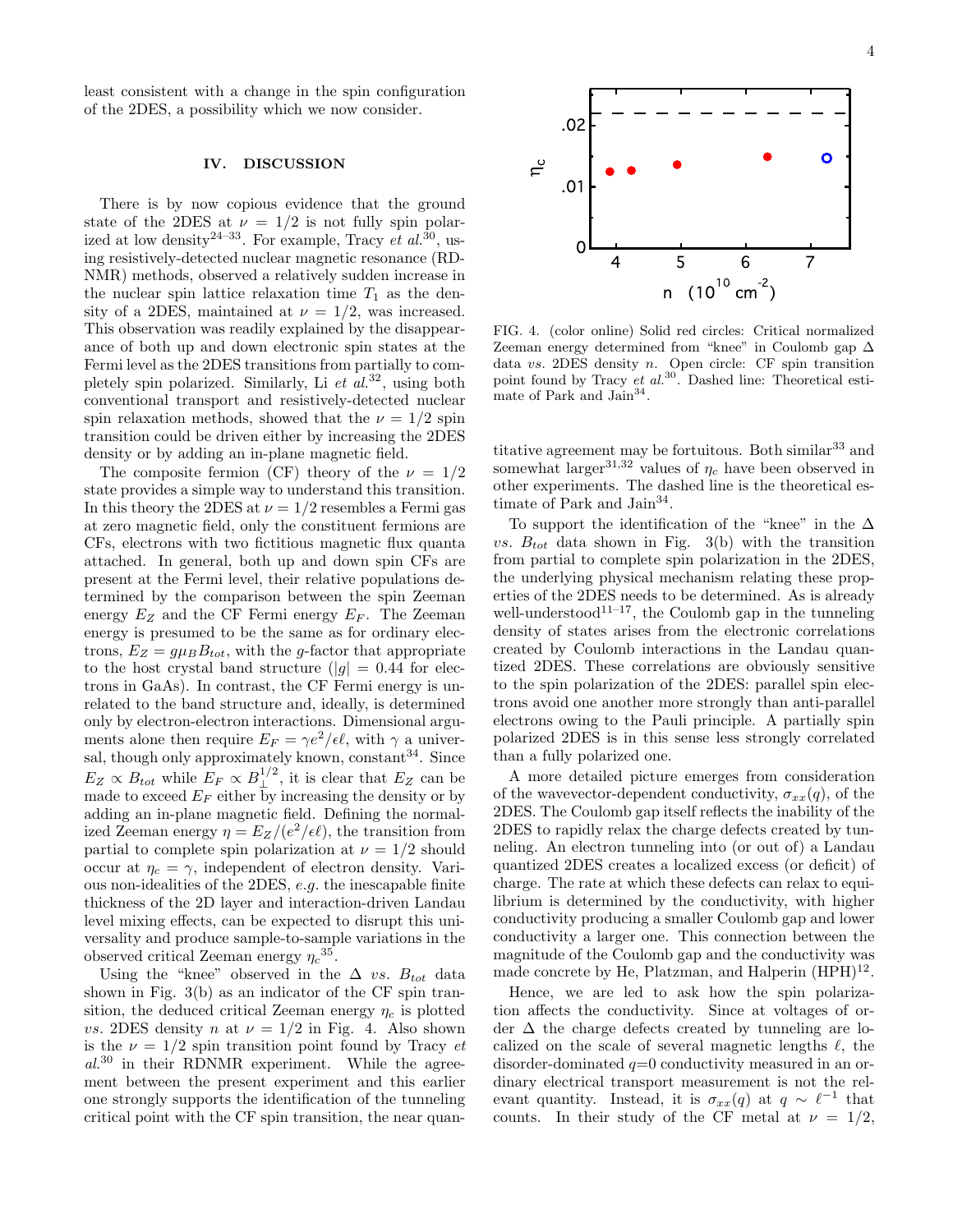least consistent with a change in the spin configuration of the 2DES, a possibility which we now consider.

## IV. DISCUSSION

There is by now copious evidence that the ground state of the 2DES at $\nu = 1/2$ is not fully spin polarized at low density[24–33]. For example, Tracy *et al.*[30], using resistively-detected nuclear magnetic resonance (RD-NMR) methods, observed a relatively sudden increase in the nuclear spin lattice relaxation time $T_1$ as the density of a 2DES, maintained at $\nu = 1/2$, was increased. This observation was readily explained by the disappearance of both up and down electronic spin states at the Fermi level as the 2DES transitions from partially to completely spin polarized. Similarly, Li *et al.*[32], using both conventional transport and resistively-detected nuclear spin relaxation methods, showed that the $\nu = 1/2$ spin transition could be driven either by increasing the 2DES density or by adding an in-plane magnetic field.

The composite fermion (CF) theory of the $\nu = 1/2$ state provides a simple way to understand this transition. In this theory the 2DES at $\nu = 1/2$ resembles a Fermi gas at zero magnetic field, only the constituent fermions are CFs, electrons with two fictitious magnetic flux quanta attached. In general, both up and down spin CFs are present at the Fermi level, their relative populations determined by the comparison between the spin Zeeman energy $E_Z$ and the CF Fermi energy $E_F$. The Zeeman energy is presumed to be the same as for ordinary electrons, $E_Z = g\mu_B B_{tot}$, with the $g$-factor that appropriate to the host crystal band structure ($|g| = 0.44$ for electrons in GaAs). In contrast, the CF Fermi energy is unrelated to the band structure and, ideally, is determined only by electron-electron interactions. Dimensional arguments alone then require $E_F = \gamma e^2/\epsilon\ell$, with $\gamma$ a universal, though only approximately known, constant[34]. Since $E_Z \propto B_{tot}$ while $E_F \propto B_{\perp}^{1/2}$, it is clear that $E_Z$ can be made to exceed $E_F$ either by increasing the density or by adding an in-plane magnetic field. Defining the normalized Zeeman energy $\eta = E_Z/(e^2/\epsilon\ell)$, the transition from partial to complete spin polarization at $\nu = 1/2$ should occur at $\eta_c = \gamma$, independent of electron density. Various non-idealities of the 2DES, *e.g.* the inescapable finite thickness of the 2D layer and interaction-driven Landau level mixing effects, can be expected to disrupt this universality and produce sample-to-sample variations in the observed critical Zeeman energy $\eta_c$[35].

Using the "knee" observed in the $\Delta$ *vs.* $B_{tot}$ data shown in Fig. 3(b) as an indicator of the CF spin transition, the deduced critical Zeeman energy $\eta_c$ is plotted *vs.* 2DES density $n$ at $\nu = 1/2$ in Fig. 4. Also shown is the $\nu = 1/2$ spin transition point found by Tracy *et al.*[30] in their RDNMR experiment. While the agreement between the present experiment and this earlier one strongly supports the identification of the tunneling critical point with the CF spin transition, the near quantitative agreement may be fortuitous. Both similar[33] and somewhat larger[31,32] values of $\eta_c$ have been observed in other experiments. The dashed line is the theoretical estimate of Park and Jain[34].

FIG. 4. (color online) Solid red circles: Critical normalized Zeeman energy determined from "knee" in Coulomb gap $\Delta$ data *vs.* 2DES density $n$. Open circle: CF spin transition point found by Tracy *et al.*[30]. Dashed line: Theoretical estimate of Park and Jain[34].

To support the identification of the "knee" in the $\Delta$ *vs.* $B_{tot}$ data shown in Fig. 3(b) with the transition from partial to complete spin polarization in the 2DES, the underlying physical mechanism relating these properties of the 2DES needs to be determined. As is already well-understood[11–17], the Coulomb gap in the tunneling density of states arises from the electronic correlations created by Coulomb interactions in the Landau quantized 2DES. These correlations are obviously sensitive to the spin polarization of the 2DES: parallel spin electrons avoid one another more strongly than anti-parallel electrons owing to the Pauli principle. A partially spin polarized 2DES is in this sense less strongly correlated than a fully polarized one.

A more detailed picture emerges from consideration of the wavevector-dependent conductivity, $\sigma_{xx}(q)$, of the 2DES. The Coulomb gap itself reflects the inability of the 2DES to rapidly relax the charge defects created by tunneling. An electron tunneling into (or out of) a Landau quantized 2DES creates a localized excess (or deficit) of charge. The rate at which these defects can relax to equilibrium is determined by the conductivity, with higher conductivity producing a smaller Coulomb gap and lower conductivity a larger one. This connection between the magnitude of the Coulomb gap and the conductivity was made concrete by He, Platzman, and Halperin (HPH)[12].

Hence, we are led to ask how the spin polarization affects the conductivity. Since at voltages of order $\Delta$ the charge defects created by tunneling are localized on the scale of several magnetic lengths $\ell$, the disorder-dominated $q$=0 conductivity measured in an ordinary electrical transport measurement is not the relevant quantity. Instead, it is $\sigma_{xx}(q)$ at $q \sim \ell^{-1}$ that counts. In their study of the CF metal at $\nu = 1/2$,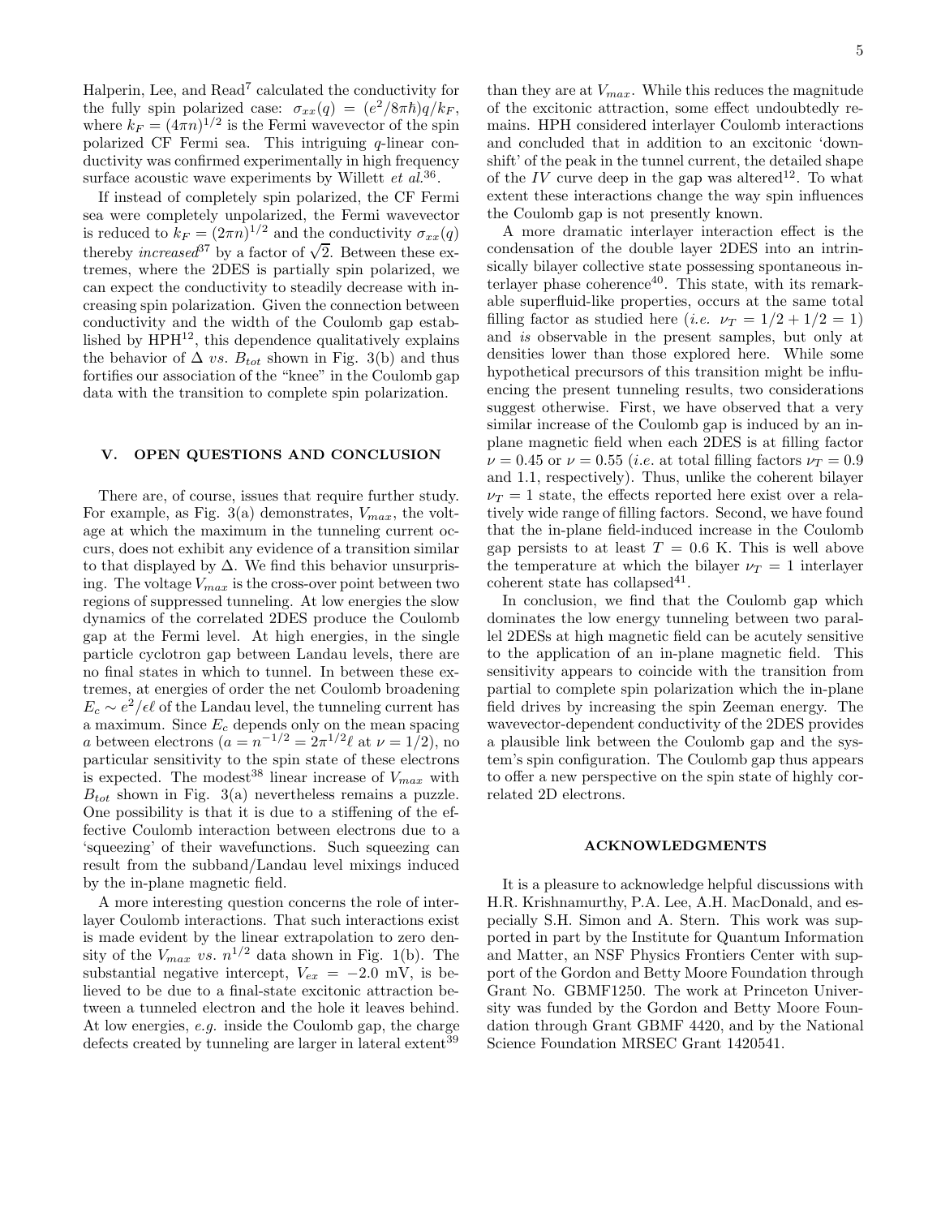Halperin, Lee, and Read[7] calculated the conductivity for the fully spin polarized case: $\sigma_{xx}(q) = (e^2/8\pi\hbar)q/k_F$, where $k_F = (4\pi n)^{1/2}$ is the Fermi wavevector of the spin polarized CF Fermi sea. This intriguing $q$-linear conductivity was confirmed experimentally in high frequency surface acoustic wave experiments by Willett *et al.*[36].

If instead of completely spin polarized, the CF Fermi sea were completely unpolarized, the Fermi wavevector is reduced to $k_F = (2\pi n)^{1/2}$ and the conductivity $\sigma_{xx}(q)$ thereby *increased*[37] by a factor of $\sqrt{2}$. Between these extremes, where the 2DES is partially spin polarized, we can expect the conductivity to steadily decrease with increasing spin polarization. Given the connection between conductivity and the width of the Coulomb gap established by HPH[12], this dependence qualitatively explains the behavior of $\Delta$ *vs.* $B_{tot}$ shown in Fig. 3(b) and thus fortifies our association of the "knee" in the Coulomb gap data with the transition to complete spin polarization.

## V. OPEN QUESTIONS AND CONCLUSION

There are, of course, issues that require further study. For example, as Fig. 3(a) demonstrates, $V_{max}$, the voltage at which the maximum in the tunneling current occurs, does not exhibit any evidence of a transition similar to that displayed by $\Delta$. We find this behavior unsurprising. The voltage $V_{max}$ is the cross-over point between two regions of suppressed tunneling. At low energies the slow dynamics of the correlated 2DES produce the Coulomb gap at the Fermi level. At high energies, in the single particle cyclotron gap between Landau levels, there are no final states in which to tunnel. In between these extremes, at energies of order the net Coulomb broadening $E_c \sim e^2/\epsilon\ell$ of the Landau level, the tunneling current has a maximum. Since $E_c$ depends only on the mean spacing $a$ between electrons ($a = n^{-1/2} = 2\pi^{1/2}\ell$ at $\nu = 1/2$), no particular sensitivity to the spin state of these electrons is expected. The modest[38] linear increase of $V_{max}$ with $B_{tot}$ shown in Fig. 3(a) nevertheless remains a puzzle. One possibility is that it is due to a stiffening of the effective Coulomb interaction between electrons due to a 'squeezing' of their wavefunctions. Such squeezing can result from the subband/Landau level mixings induced by the in-plane magnetic field.

A more interesting question concerns the role of interlayer Coulomb interactions. That such interactions exist is made evident by the linear extrapolation to zero density of the $V_{max}$ *vs.* $n^{1/2}$ data shown in Fig. 1(b). The substantial negative intercept, $V_{ex} = -2.0$ mV, is believed to be due to a final-state excitonic attraction between a tunneled electron and the hole it leaves behind. At low energies, *e.g.* inside the Coulomb gap, the charge defects created by tunneling are larger in lateral extent[39] than they are at $V_{max}$. While this reduces the magnitude of the excitonic attraction, some effect undoubtedly remains. HPH considered interlayer Coulomb interactions and concluded that in addition to an excitonic 'downshift' of the peak in the tunnel current, the detailed shape of the $IV$ curve deep in the gap was altered[12]. To what extent these interactions change the way spin influences the Coulomb gap is not presently known.

A more dramatic interlayer interaction effect is the condensation of the double layer 2DES into an intrinsically bilayer collective state possessing spontaneous interlayer phase coherence[40]. This state, with its remarkable superfluid-like properties, occurs at the same total filling factor as studied here (*i.e.* $\nu_T = 1/2 + 1/2 = 1$) and *is* observable in the present samples, but only at densities lower than those explored here. While some hypothetical precursors of this transition might be influencing the present tunneling results, two considerations suggest otherwise. First, we have observed that a very similar increase of the Coulomb gap is induced by an in-plane magnetic field when each 2DES is at filling factor $\nu = 0.45$ or $\nu = 0.55$ (*i.e.* at total filling factors $\nu_T = 0.9$ and 1.1, respectively). Thus, unlike the coherent bilayer $\nu_T = 1$ state, the effects reported here exist over a relatively wide range of filling factors. Second, we have found that the in-plane field-induced increase in the Coulomb gap persists to at least $T = 0.6$ K. This is well above the temperature at which the bilayer $\nu_T = 1$ interlayer coherent state has collapsed[41].

In conclusion, we find that the Coulomb gap which dominates the low energy tunneling between two parallel 2DESs at high magnetic field can be acutely sensitive to the application of an in-plane magnetic field. This sensitivity appears to coincide with the transition from partial to complete spin polarization which the in-plane field drives by increasing the spin Zeeman energy. The wavevector-dependent conductivity of the 2DES provides a plausible link between the Coulomb gap and the system's spin configuration. The Coulomb gap thus appears to offer a new perspective on the spin state of highly correlated 2D electrons.

## ACKNOWLEDGMENTS

It is a pleasure to acknowledge helpful discussions with H.R. Krishnamurthy, P.A. Lee, A.H. MacDonald, and especially S.H. Simon and A. Stern. This work was supported in part by the Institute for Quantum Information and Matter, an NSF Physics Frontiers Center with support of the Gordon and Betty Moore Foundation through Grant No. GBMF1250. The work at Princeton University was funded by the Gordon and Betty Moore Foundation through Grant GBMF 4420, and by the National Science Foundation MRSEC Grant 1420541.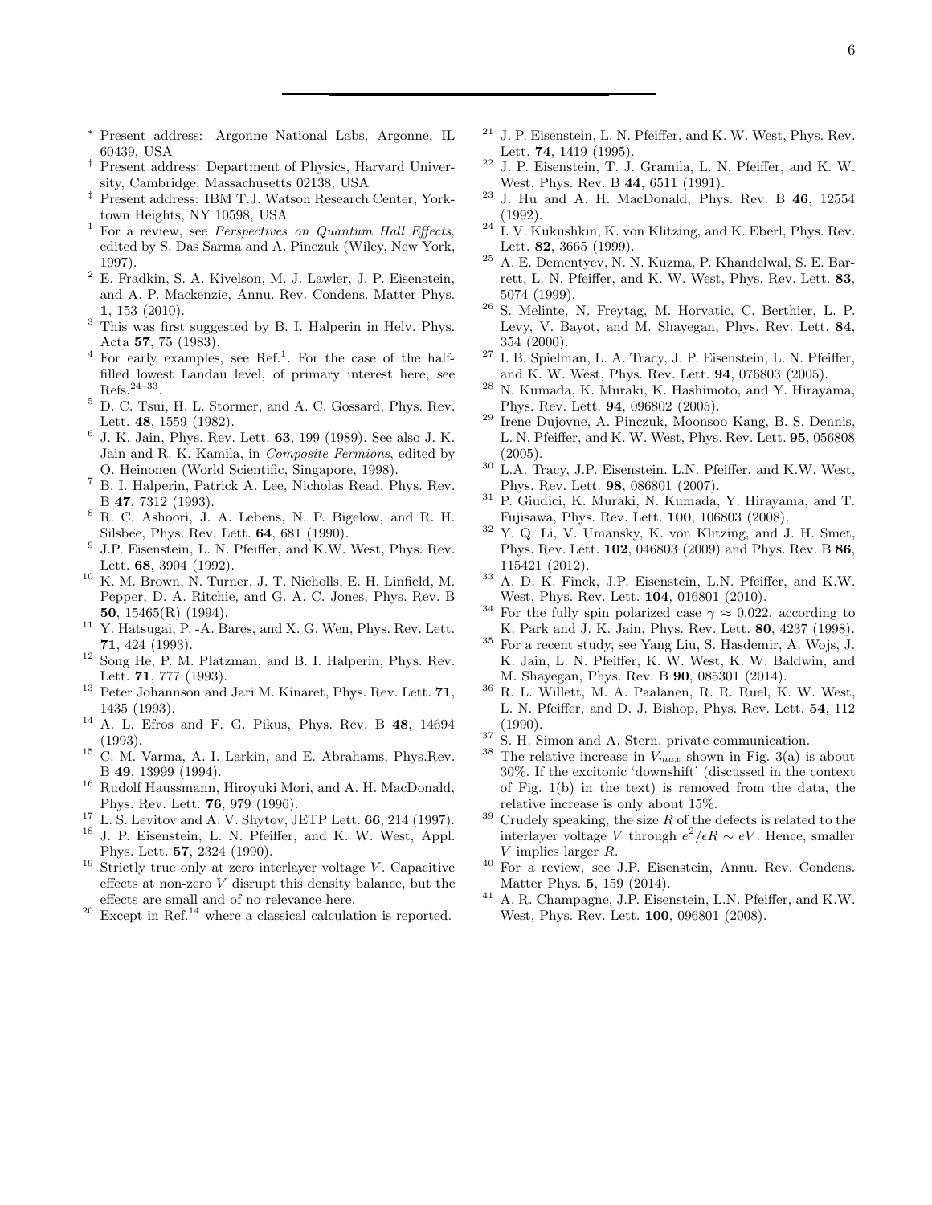* Present address: Argonne National Labs, Argonne, IL 60439, USA

† Present address: Department of Physics, Harvard University, Cambridge, Massachusetts 02138, USA

‡ Present address: IBM T.J. Watson Research Center, Yorktown Heights, NY 10598, USA

[1] For a review, see *Perspectives on Quantum Hall Effects*, edited by S. Das Sarma and A. Pinczuk (Wiley, New York, 1997).

[2] E. Fradkin, S. A. Kivelson, M. J. Lawler, J. P. Eisenstein, and A. P. Mackenzie, Annu. Rev. Condens. Matter Phys. **1**, 153 (2010).

[3] This was first suggested by B. I. Halperin in Helv. Phys. Acta **57**, 75 (1983).

[4] For early examples, see Ref.[1]. For the case of the half-filled lowest Landau level, of primary interest here, see Refs.[24–33].

[5] D. C. Tsui, H. L. Stormer, and A. C. Gossard, Phys. Rev. Lett. **48**, 1559 (1982).

[6] J. K. Jain, Phys. Rev. Lett. **63**, 199 (1989). See also J. K. Jain and R. K. Kamila, in *Composite Fermions*, edited by O. Heinonen (World Scientific, Singapore, 1998).

[7] B. I. Halperin, Patrick A. Lee, Nicholas Read, Phys. Rev. B **47**, 7312 (1993).

[8] R. C. Ashoori, J. A. Lebens, N. P. Bigelow, and R. H. Silsbee, Phys. Rev. Lett. **64**, 681 (1990).

[9] J.P. Eisenstein, L. N. Pfeiffer, and K.W. West, Phys. Rev. Lett. **68**, 3904 (1992).

[10] K. M. Brown, N. Turner, J. T. Nicholls, E. H. Linfield, M. Pepper, D. A. Ritchie, and G. A. C. Jones, Phys. Rev. B **50**, 15465(R) (1994).

[11] Y. Hatsugai, P. -A. Bares, and X. G. Wen, Phys. Rev. Lett. **71**, 424 (1993).

[12] Song He, P. M. Platzman, and B. I. Halperin, Phys. Rev. Lett. **71**, 777 (1993).

[13] Peter Johannson and Jari M. Kinaret, Phys. Rev. Lett. **71**, 1435 (1993).

[14] A. L. Efros and F. G. Pikus, Phys. Rev. B **48**, 14694 (1993).

[15] C. M. Varma, A. I. Larkin, and E. Abrahams, Phys.Rev. B **49**, 13999 (1994).

[16] Rudolf Haussmann, Hiroyuki Mori, and A. H. MacDonald, Phys. Rev. Lett. **76**, 979 (1996).

[17] L. S. Levitov and A. V. Shytov, JETP Lett. **66**, 214 (1997).

[18] J. P. Eisenstein, L. N. Pfeiffer, and K. W. West, Appl. Phys. Lett. **57**, 2324 (1990).

[19] Strictly true only at zero interlayer voltage $V$. Capacitive effects at non-zero $V$ disrupt this density balance, but the effects are small and of no relevance here.

[20] Except in Ref.[14] where a classical calculation is reported.

[21] J. P. Eisenstein, L. N. Pfeiffer, and K. W. West, Phys. Rev. Lett. **74**, 1419 (1995).

[22] J. P. Eisenstein, T. J. Gramila, L. N. Pfeiffer, and K. W. West, Phys. Rev. B **44**, 6511 (1991).

[23] J. Hu and A. H. MacDonald, Phys. Rev. B **46**, 12554 (1992).

[24] I. V. Kukushkin, K. von Klitzing, and K. Eberl, Phys. Rev. Lett. **82**, 3665 (1999).

[25] A. E. Dementyev, N. N. Kuzma, P. Khandelwal, S. E. Barrett, L. N. Pfeiffer, and K. W. West, Phys. Rev. Lett. **83**, 5074 (1999).

[26] S. Melinte, N. Freytag, M. Horvatic, C. Berthier, L. P. Levy, V. Bayot, and M. Shayegan, Phys. Rev. Lett. **84**, 354 (2000).

[27] I. B. Spielman, L. A. Tracy, J. P. Eisenstein, L. N. Pfeiffer, and K. W. West, Phys. Rev. Lett. **94**, 076803 (2005).

[28] N. Kumada, K. Muraki, K. Hashimoto, and Y. Hirayama, Phys. Rev. Lett. **94**, 096802 (2005).

[29] Irene Dujovne, A. Pinczuk, Moonsoo Kang, B. S. Dennis, L. N. Pfeiffer, and K. W. West, Phys. Rev. Lett. **95**, 056808 (2005).

[30] L.A. Tracy, J.P. Eisenstein. L.N. Pfeiffer, and K.W. West, Phys. Rev. Lett. **98**, 086801 (2007).

[31] P. Giudici, K. Muraki, N. Kumada, Y. Hirayama, and T. Fujisawa, Phys. Rev. Lett. **100**, 106803 (2008).

[32] Y. Q. Li, V. Umansky, K. von Klitzing, and J. H. Smet, Phys. Rev. Lett. **102**, 046803 (2009) and Phys. Rev. B **86**, 115421 (2012).

[33] A. D. K. Finck, J.P. Eisenstein, L.N. Pfeiffer, and K.W. West, Phys. Rev. Lett. **104**, 016801 (2010).

[34] For the fully spin polarized case $\gamma \approx 0.022$, according to K. Park and J. K. Jain, Phys. Rev. Lett. **80**, 4237 (1998).

[35] For a recent study, see Yang Liu, S. Hasdemir, A. Wojs, J. K. Jain, L. N. Pfeiffer, K. W. West, K. W. Baldwin, and M. Shayegan, Phys. Rev. B **90**, 085301 (2014).

[36] R. L. Willett, M. A. Paalanen, R. R. Ruel, K. W. West, L. N. Pfeiffer, and D. J. Bishop, Phys. Rev. Lett. **54**, 112 (1990).

[37] S. H. Simon and A. Stern, private communication.

[38] The relative increase in $V_{max}$ shown in Fig. 3(a) is about 30%. If the excitonic 'downshift' (discussed in the context of Fig. 1(b) in the text) is removed from the data, the relative increase is only about 15%.

[39] Crudely speaking, the size $R$ of the defects is related to the interlayer voltage $V$ through $e^2/\epsilon R \sim eV$. Hence, smaller $V$ implies larger $R$.

[40] For a review, see J.P. Eisenstein, Annu. Rev. Condens. Matter Phys. **5**, 159 (2014).

[41] A. R. Champagne, J.P. Eisenstein, L.N. Pfeiffer, and K.W. West, Phys. Rev. Lett. **100**, 096801 (2008).